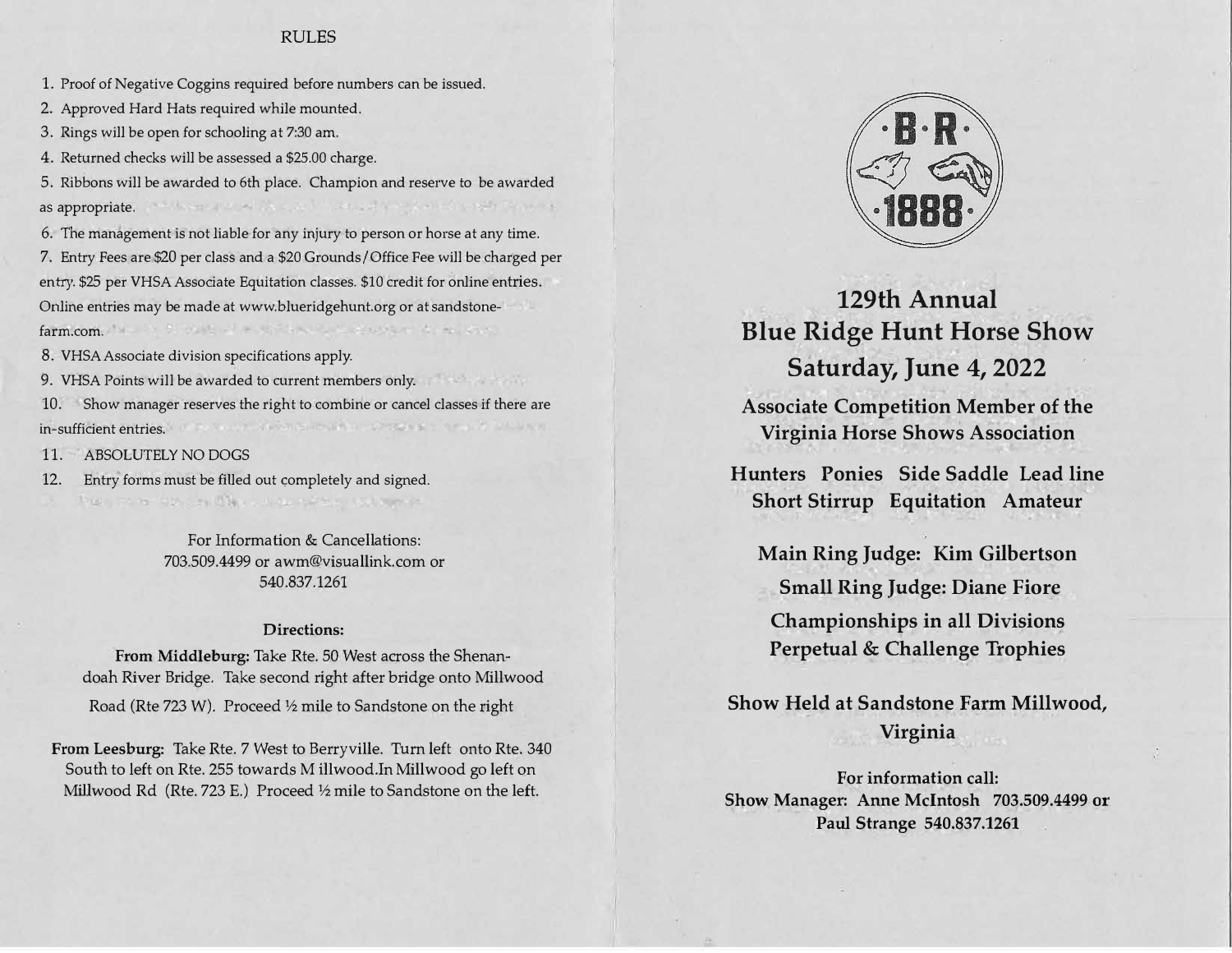## RULES

1. Proof of Negative Coggins required before numbers can be issued.
2. Approved Hard Hats required while mounted.
3. Rings will be open for schooling at 7:30 am.
4. Returned checks will be assessed a $25.00 charge.
5. Ribbons will be awarded to 6th place. Champion and reserve to be awarded as appropriate.
6. The management is not liable for any injury to person or horse at any time.
7. Entry Fees are $20 per class and a $20 Grounds/Office Fee will be charged per entry. $25 per VHSA Associate Equitation classes. $10 credit for online entries. Online entries may be made at www.blueridgehunt.org or at sandstone-farm.com.
8. VHSA Associate division specifications apply.
9. VHSA Points will be awarded to current members only.
10. Show manager reserves the right to combine or cancel classes if there are in-sufficient entries.
11. ABSOLUTELY NO DOGS
12. Entry forms must be filled out completely and signed.

For Information & Cancellations:
703.509.4499 or awm@visuallink.com or
540.837.1261

**Directions:**

**From Middleburg:** Take Rte. 50 West across the Shenandoah River Bridge. Take second right after bridge onto Millwood Road (Rte 723 W). Proceed ½ mile to Sandstone on the right

**From Leesburg:** Take Rte. 7 West to Berryville. Turn left onto Rte. 340 South to left on Rte. 255 towards M illwood.In Millwood go left on Millwood Rd (Rte. 723 E.) Proceed ½ mile to Sandstone on the left.

·B·R·
·1888·

# 129th Annual Blue Ridge Hunt Horse Show

## Saturday, June 4, 2022

**Associate Competition Member of the Virginia Horse Shows Association**

**Hunters Ponies Side Saddle Lead line Short Stirrup Equitation Amateur**

**Main Ring Judge: Kim Gilbertson**

**Small Ring Judge: Diane Fiore**

**Championships in all Divisions**

**Perpetual & Challenge Trophies**

**Show Held at Sandstone Farm Millwood, Virginia**

**For information call:**
**Show Manager: Anne McIntosh 703.509.4499 or Paul Strange 540.837.1261**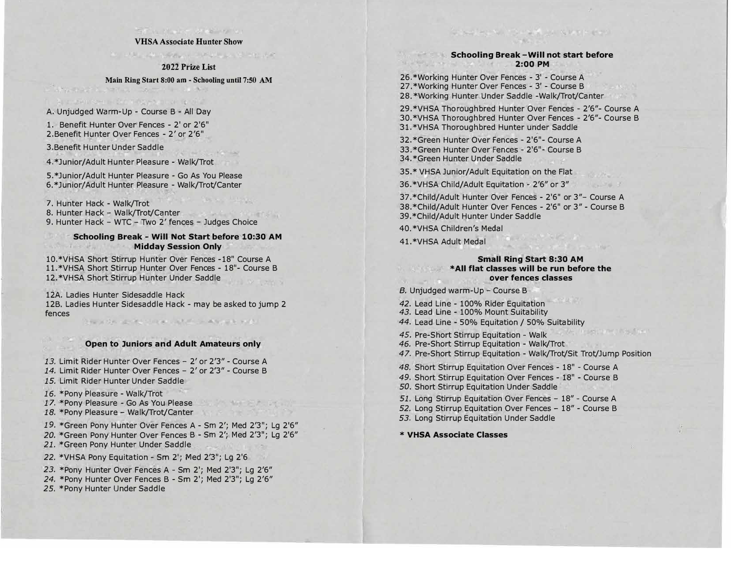**VHSA Associate Hunter Show**

**2022 Prize List**

**Main Ring Start 8:00 am - Schooling until 7:50 AM**

A. Unjudged Warm-Up - Course B - All Day

1. Benefit Hunter Over Fences - 2' or 2'6"
2. Benefit Hunter Over Fences - 2' or 2'6"
3. Benefit Hunter Under Saddle
4. *Junior/Adult Hunter Pleasure - Walk/Trot
5. *Junior/Adult Hunter Pleasure - Go As You Please
6. *Junior/Adult Hunter Pleasure - Walk/Trot/Canter
7. Hunter Hack - Walk/Trot
8. Hunter Hack – Walk/Trot/Canter
9. Hunter Hack – WTC – Two 2' fences – Judges Choice

**Schooling Break - Will Not Start before 10:30 AM**
**Midday Session Only**

10. *VHSA Short Stirrup Hunter Over Fences -18" Course A
11. *VHSA Short Stirrup Hunter Over Fences - 18"- Course B
12. *VHSA Short Stirrup Hunter Under Saddle

12A. Ladies Hunter Sidesaddle Hack
12B. Ladies Hunter Sidesaddle Hack - may be asked to jump 2 fences

**Open to Juniors and Adult Amateurs only**

13. Limit Rider Hunter Over Fences – 2' or 2'3" - Course A
14. Limit Rider Hunter Over Fences – 2' or 2'3" - Course B
15. Limit Rider Hunter Under Saddle
16. *Pony Pleasure - Walk/Trot
17. *Pony Pleasure - Go As You Please
18. *Pony Pleasure – Walk/Trot/Canter
19. *Green Pony Hunter Over Fences A - Sm 2'; Med 2'3"; Lg 2'6"
20. *Green Pony Hunter Over Fences B - Sm 2'; Med 2'3"; Lg 2'6"
21. *Green Pony Hunter Under Saddle
22. *VHSA Pony Equitation - Sm 2'; Med 2'3"; Lg 2'6
23. *Pony Hunter Over Fences A - Sm 2'; Med 2'3"; Lg 2'6"
24. *Pony Hunter Over Fences B - Sm 2'; Med 2'3"; Lg 2'6"
25. *Pony Hunter Under Saddle

**Schooling Break – Will not start before 2:00 PM**

26. *Working Hunter Over Fences - 3' - Course A
27. *Working Hunter Over Fences - 3' - Course B
28. *Working Hunter Under Saddle -Walk/Trot/Canter
29. *VHSA Thoroughbred Hunter Over Fences - 2'6"- Course A
30. *VHSA Thoroughbred Hunter Over Fences - 2'6"- Course B
31. *VHSA Thoroughbred Hunter under Saddle
32. *Green Hunter Over Fences - 2'6"- Course A
33. *Green Hunter Over Fences - 2'6"- Course B
34. *Green Hunter Under Saddle
35. * VHSA Junior/Adult Equitation on the Flat
36. *VHSA Child/Adult Equitation - 2'6" or 3"
37. *Child/Adult Hunter Over Fences - 2'6" or 3"– Course A
38. *Child/Adult Hunter Over Fences - 2'6" or 3" - Course B
39. *Child/Adult Hunter Under Saddle
40. *VHSA Children's Medal
41. *VHSA Adult Medal

**Small Ring Start 8:30 AM**
***All flat classes will be run before the over fences classes**

*B.* Unjudged warm-Up – Course B

42. Lead Line - 100% Rider Equitation
43. Lead Line - 100% Mount Suitability
44. Lead Line - 50% Equitation / 50% Suitability
45. Pre-Short Stirrup Equitation - Walk
46. Pre-Short Stirrup Equitation - Walk/Trot
47. Pre-Short Stirrup Equitation - Walk/Trot/Sit Trot/Jump Position
48. Short Stirrup Equitation Over Fences - 18" - Course A
49. Short Stirrup Equitation Over Fences - 18" - Course B
50. Short Stirrup Equitation Under Saddle
51. Long Stirrup Equitation Over Fences – 18" - Course A
52. Long Stirrup Equitation Over Fences – 18" - Course B
53. Long Stirrup Equitation Under Saddle

**\* VHSA Associate Classes**